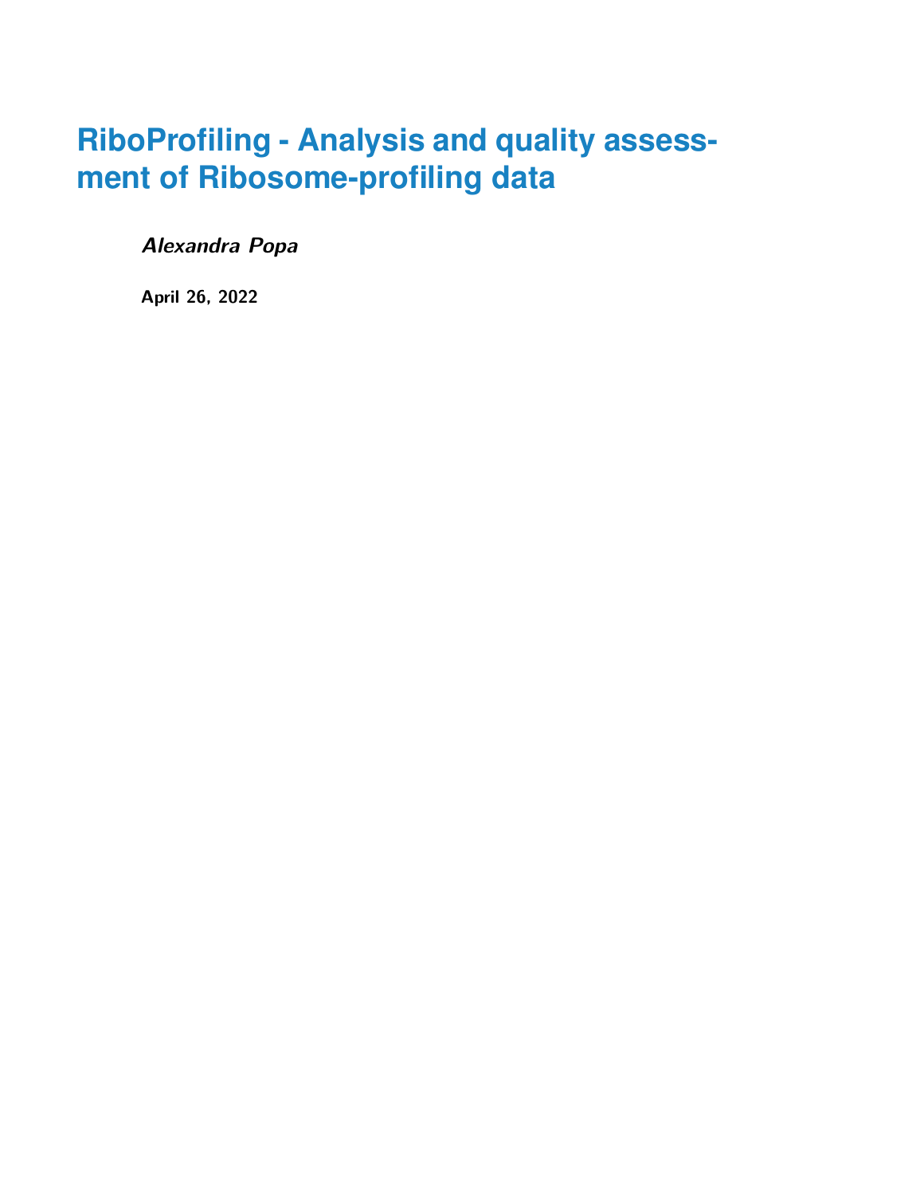# RiboProfiling - Analysis and quality assessment of Ribosome-profiling data

***Alexandra Popa***

**April 26, 2022**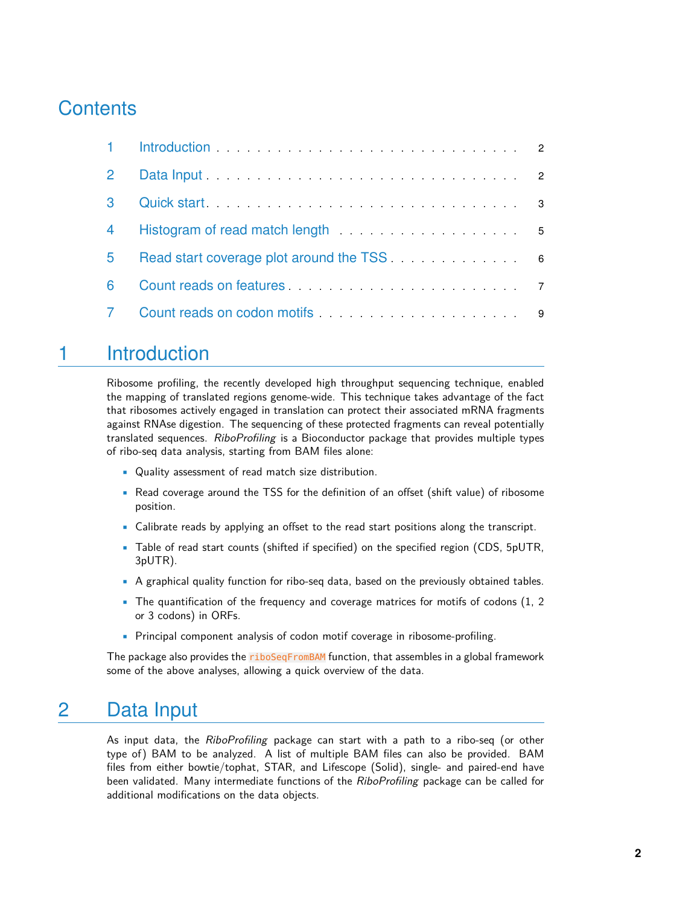# Contents

1 Introduction . . . . . . . . . . . . . . . . . . . . . . . . . . . . 2

2 Data Input . . . . . . . . . . . . . . . . . . . . . . . . . . . . 2

3 Quick start . . . . . . . . . . . . . . . . . . . . . . . . . . . . 3

4 Histogram of read match length . . . . . . . . . . . . . . . . . . 5

5 Read start coverage plot around the TSS . . . . . . . . . . . . . 6

6 Count reads on features . . . . . . . . . . . . . . . . . . . . . . 7

7 Count reads on codon motifs . . . . . . . . . . . . . . . . . . . 9

# 1 Introduction

Ribosome profiling, the recently developed high throughput sequencing technique, enabled the mapping of translated regions genome-wide. This technique takes advantage of the fact that ribosomes actively engaged in translation can protect their associated mRNA fragments against RNAse digestion. The sequencing of these protected fragments can reveal potentially translated sequences. *RiboProfiling* is a Bioconductor package that provides multiple types of ribo-seq data analysis, starting from BAM files alone:

- Quality assessment of read match size distribution.
- Read coverage around the TSS for the definition of an offset (shift value) of ribosome position.
- Calibrate reads by applying an offset to the read start positions along the transcript.
- Table of read start counts (shifted if specified) on the specified region (CDS, 5pUTR, 3pUTR).
- A graphical quality function for ribo-seq data, based on the previously obtained tables.
- The quantification of the frequency and coverage matrices for motifs of codons (1, 2 or 3 codons) in ORFs.
- Principal component analysis of codon motif coverage in ribosome-profiling.

The package also provides the `riboSeqFromBAM` function, that assembles in a global framework some of the above analyses, allowing a quick overview of the data.

# 2 Data Input

As input data, the *RiboProfiling* package can start with a path to a ribo-seq (or other type of) BAM to be analyzed. A list of multiple BAM files can also be provided. BAM files from either bowtie/tophat, STAR, and Lifescope (Solid), single- and paired-end have been validated. Many intermediate functions of the *RiboProfiling* package can be called for additional modifications on the data objects.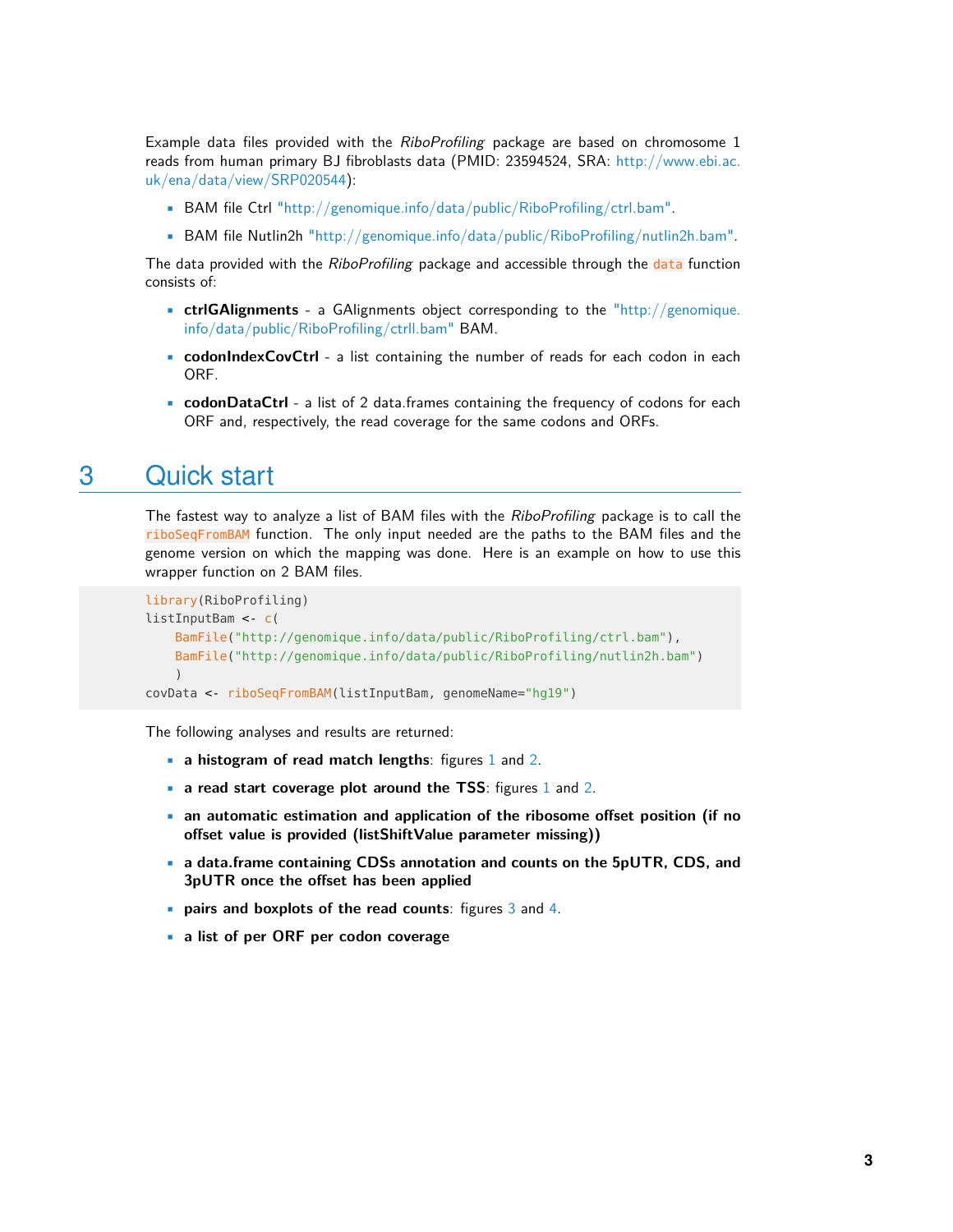Example data files provided with the *RiboProfiling* package are based on chromosome 1 reads from human primary BJ fibroblasts data (PMID: 23594524, SRA: http://www.ebi.ac.uk/ena/data/view/SRP020544):

- BAM file Ctrl "http://genomique.info/data/public/RiboProfiling/ctrl.bam".
- BAM file Nutlin2h "http://genomique.info/data/public/RiboProfiling/nutlin2h.bam".

The data provided with the *RiboProfiling* package and accessible through the `data` function consists of:

- **ctrlGAlignments** - a GAlignments object corresponding to the "http://genomique.info/data/public/RiboProfiling/ctrll.bam" BAM.
- **codonIndexCovCtrl** - a list containing the number of reads for each codon in each ORF.
- **codonDataCtrl** - a list of 2 data.frames containing the frequency of codons for each ORF and, respectively, the read coverage for the same codons and ORFs.

# 3 Quick start

The fastest way to analyze a list of BAM files with the *RiboProfiling* package is to call the `riboSeqFromBAM` function. The only input needed are the paths to the BAM files and the genome version on which the mapping was done. Here is an example on how to use this wrapper function on 2 BAM files.

```
library(RiboProfiling)
listInputBam <- c(
    BamFile("http://genomique.info/data/public/RiboProfiling/ctrl.bam"),
    BamFile("http://genomique.info/data/public/RiboProfiling/nutlin2h.bam")
    )
covData <- riboSeqFromBAM(listInputBam, genomeName="hg19")
```

The following analyses and results are returned:

- **a histogram of read match lengths**: figures 1 and 2.
- **a read start coverage plot around the TSS**: figures 1 and 2.
- **an automatic estimation and application of the ribosome offset position (if no offset value is provided (listShiftValue parameter missing))**
- **a data.frame containing CDSs annotation and counts on the 5pUTR, CDS, and 3pUTR once the offset has been applied**
- **pairs and boxplots of the read counts**: figures 3 and 4.
- **a list of per ORF per codon coverage**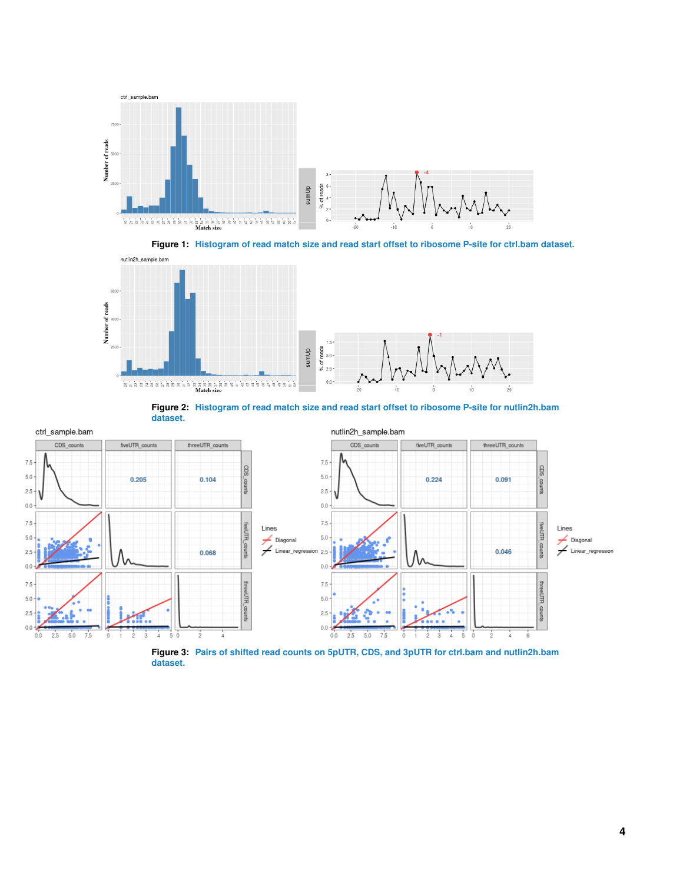Figure 1: Histogram of read match size and read start offset to ribosome P-site for ctrl.bam dataset.

Figure 2: Histogram of read match size and read start offset to ribosome P-site for nutlin2h.bam dataset.

Figure 3: Pairs of shifted read counts on 5pUTR, CDS, and 3pUTR for ctrl.bam and nutlin2h.bam dataset.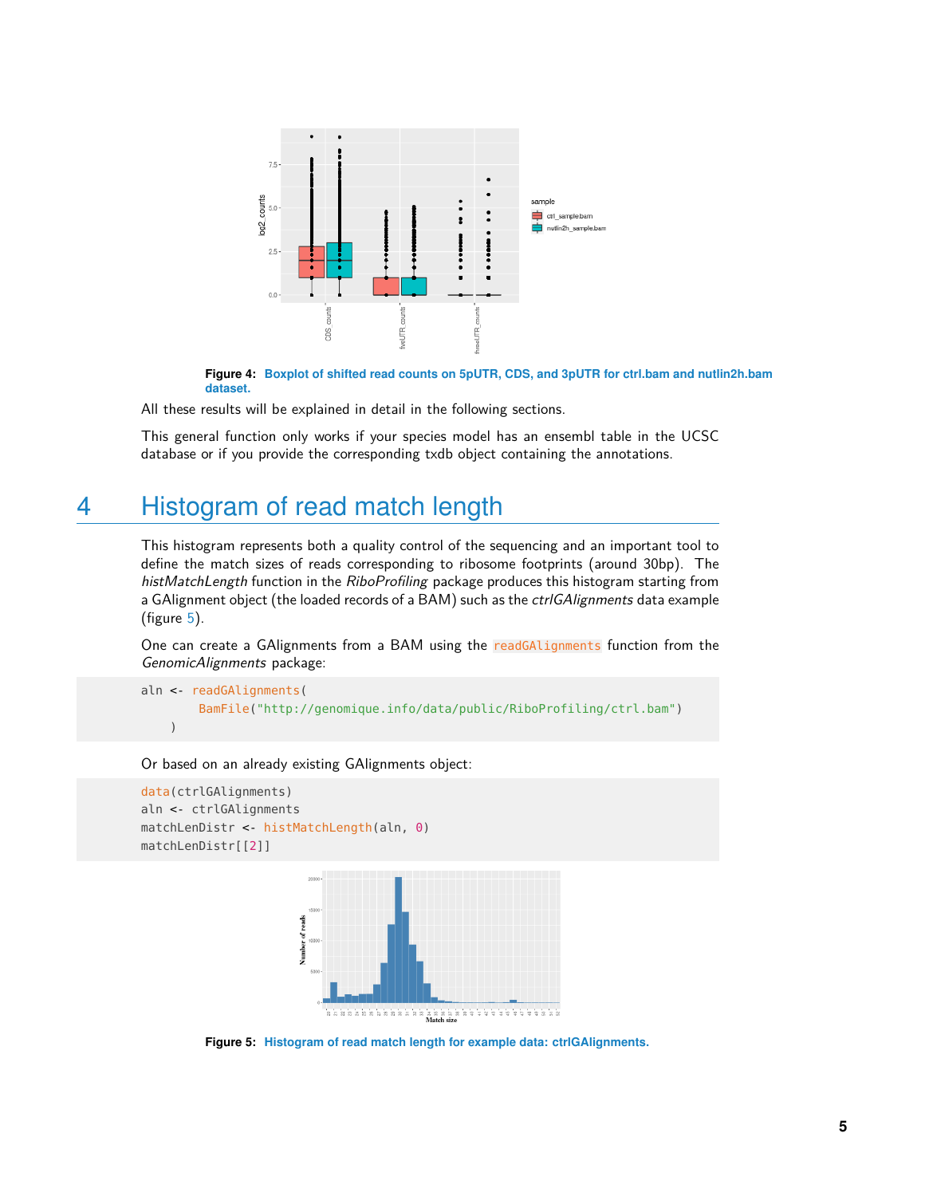Figure 4: Boxplot of shifted read counts on 5pUTR, CDS, and 3pUTR for ctrl.bam and nutlin2h.bam dataset.

All these results will be explained in detail in the following sections.

This general function only works if your species model has an ensembl table in the UCSC database or if you provide the corresponding txdb object containing the annotations.

# 4 Histogram of read match length

This histogram represents both a quality control of the sequencing and an important tool to define the match sizes of reads corresponding to ribosome footprints (around 30bp). The *histMatchLength* function in the *RiboProfiling* package produces this histogram starting from a GAlignment object (the loaded records of a BAM) such as the *ctrlGAlignments* data example (figure 5).

One can create a GAlignments from a BAM using the `readGAlignments` function from the *GenomicAlignments* package:

```
aln <- readGAlignments(
         BamFile("http://genomique.info/data/public/RiboProfiling/ctrl.bam")
     )
```

Or based on an already existing GAlignments object:

```
data(ctrlGAlignments)
aln <- ctrlGAlignments
matchLenDistr <- histMatchLength(aln, 0)
matchLenDistr[[2]]
```

Figure 5: Histogram of read match length for example data: ctrlGAlignments.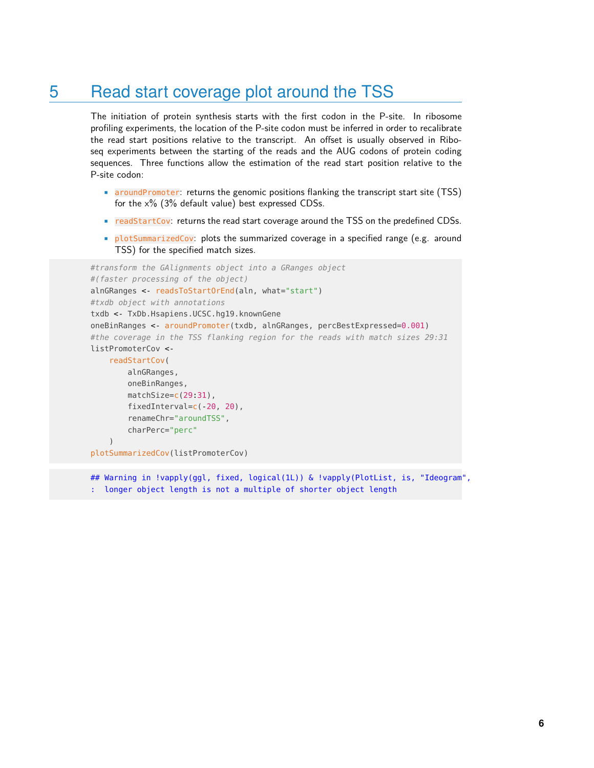# 5 Read start coverage plot around the TSS

The initiation of protein synthesis starts with the first codon in the P-site. In ribosome profiling experiments, the location of the P-site codon must be inferred in order to recalibrate the read start positions relative to the transcript. An offset is usually observed in Ribo-seq experiments between the starting of the reads and the AUG codons of protein coding sequences. Three functions allow the estimation of the read start position relative to the P-site codon:

- `aroundPromoter`: returns the genomic positions flanking the transcript start site (TSS) for the x% (3% default value) best expressed CDSs.
- `readStartCov`: returns the read start coverage around the TSS on the predefined CDSs.
- `plotSummarizedCov`: plots the summarized coverage in a specified range (e.g. around TSS) for the specified match sizes.

```
#transform the GAlignments object into a GRanges object
#(faster processing of the object)
alnGRanges <- readsToStartOrEnd(aln, what="start")
#txdb object with annotations
txdb <- TxDb.Hsapiens.UCSC.hg19.knownGene
oneBinRanges <- aroundPromoter(txdb, alnGRanges, percBestExpressed=0.001)
#the coverage in the TSS flanking region for the reads with match sizes 29:31
listPromoterCov <-
    readStartCov(
        alnGRanges,
        oneBinRanges,
        matchSize=c(29:31),
        fixedInterval=c(-20, 20),
        renameChr="aroundTSS",
        charPerc="perc"
    )
plotSummarizedCov(listPromoterCov)
```

```
## Warning in !vapply(ggl, fixed, logical(1L)) & !vapply(PlotList, is, "Ideogram",
:  longer object length is not a multiple of shorter object length
```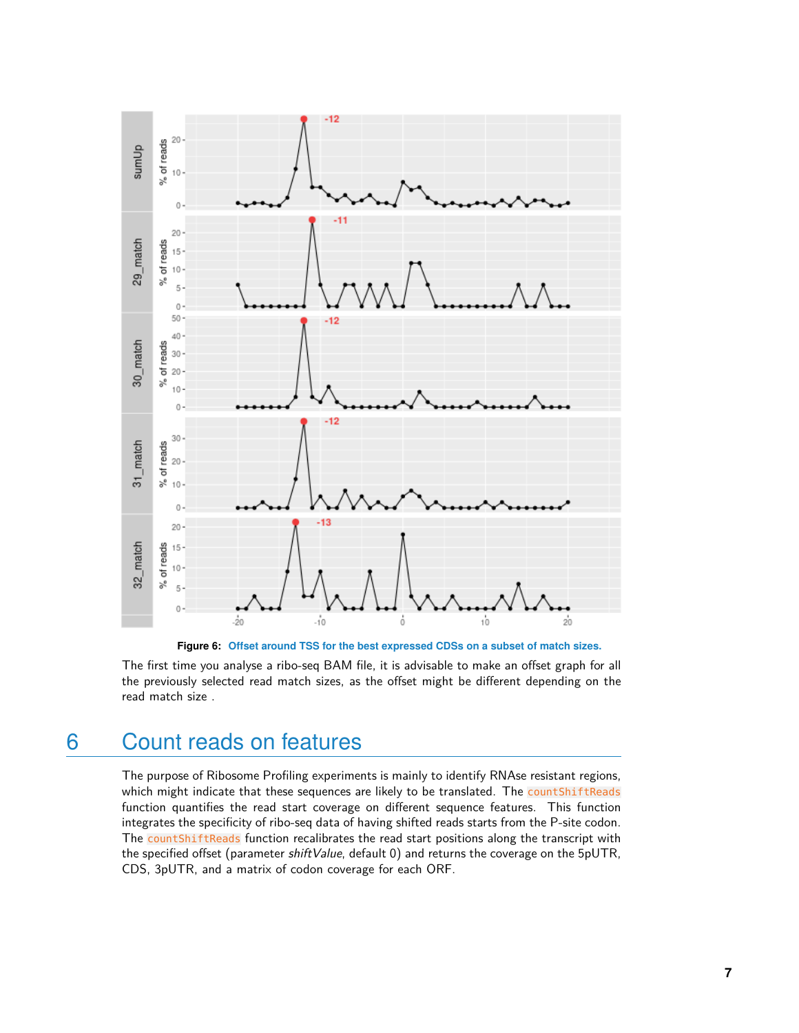**Figure 6: Offset around TSS for the best expressed CDSs on a subset of match sizes.**

The first time you analyse a ribo-seq BAM file, it is advisable to make an offset graph for all the previously selected read match sizes, as the offset might be different depending on the read match size .

# 6 Count reads on features

The purpose of Ribosome Profiling experiments is mainly to identify RNAse resistant regions, which might indicate that these sequences are likely to be translated. The `countShiftReads` function quantifies the read start coverage on different sequence features. This function integrates the specificity of ribo-seq data of having shifted reads starts from the P-site codon. The `countShiftReads` function recalibrates the read start positions along the transcript with the specified offset (parameter *shiftValue*, default 0) and returns the coverage on the 5pUTR, CDS, 3pUTR, and a matrix of codon coverage for each ORF.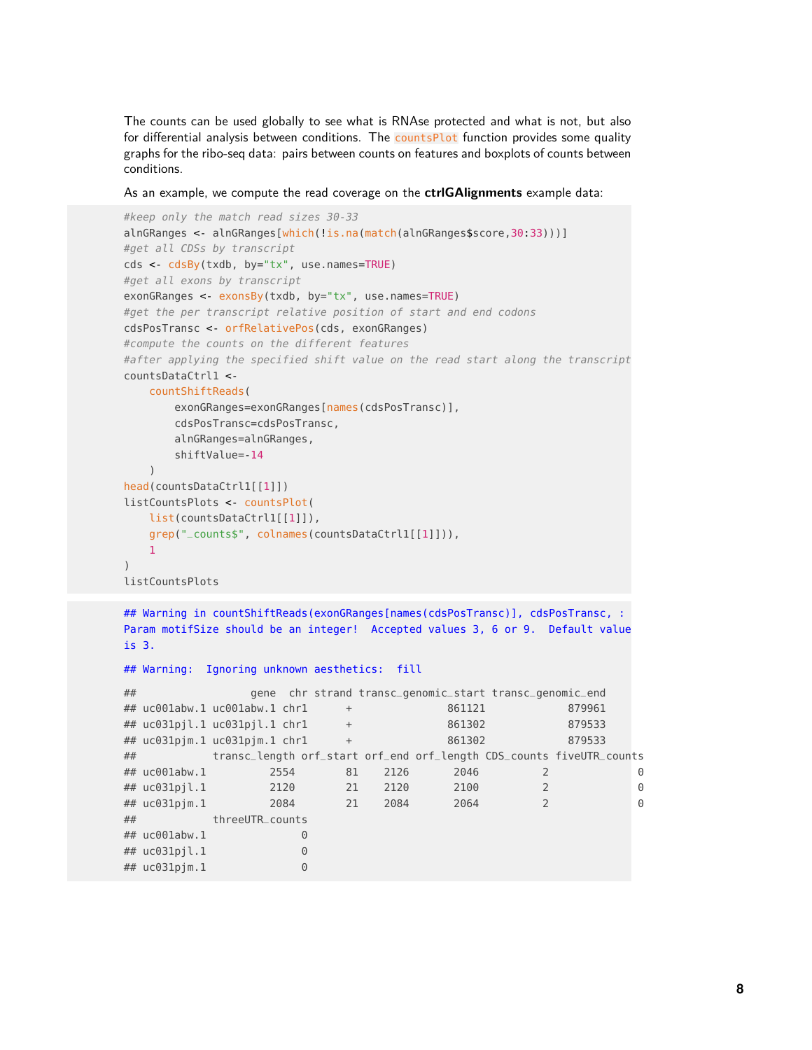The counts can be used globally to see what is RNAse protected and what is not, but also for differential analysis between conditions. The `countsPlot` function provides some quality graphs for the ribo-seq data: pairs between counts on features and boxplots of counts between conditions.

As an example, we compute the read coverage on the **ctrlGAlignments** example data:

```
#keep only the match read sizes 30-33
alnGRanges <- alnGRanges[which(!is.na(match(alnGRanges$score,30:33)))]
#get all CDSs by transcript
cds <- cdsBy(txdb, by="tx", use.names=TRUE)
#get all exons by transcript
exonGRanges <- exonsBy(txdb, by="tx", use.names=TRUE)
#get the per transcript relative position of start and end codons
cdsPosTransc <- orfRelativePos(cds, exonGRanges)
#compute the counts on the different features
#after applying the specified shift value on the read start along the transcript
countsDataCtrl1 <-
    countShiftReads(
        exonGRanges=exonGRanges[names(cdsPosTransc)],
        cdsPosTransc=cdsPosTransc,
        alnGRanges=alnGRanges,
        shiftValue=-14
    )
head(countsDataCtrl1[[1]])
listCountsPlots <- countsPlot(
    list(countsDataCtrl1[[1]]),
    grep("_counts$", colnames(countsDataCtrl1[[1]])),
    1
)
listCountsPlots
```

```
## Warning in countShiftReads(exonGRanges[names(cdsPosTransc)], cdsPosTransc, :
Param motifSize should be an integer!  Accepted values 3, 6 or 9.  Default value
is 3.

## Warning:  Ignoring unknown aesthetics:  fill

##                  gene  chr strand transc_genomic_start transc_genomic_end
## uc001abw.1 uc001abw.1 chr1      +               861121             879961
## uc031pjl.1 uc031pjl.1 chr1      +               861302             879533
## uc031pjm.1 uc031pjm.1 chr1      +               861302             879533
##            transc_length orf_start orf_end orf_length CDS_counts fiveUTR_counts
## uc001abw.1          2554        81    2126       2046          2              0
## uc031pjl.1          2120        21    2120       2100          2              0
## uc031pjm.1          2084        21    2084       2064          2              0
##            threeUTR_counts
## uc001abw.1               0
## uc031pjl.1               0
## uc031pjm.1               0
```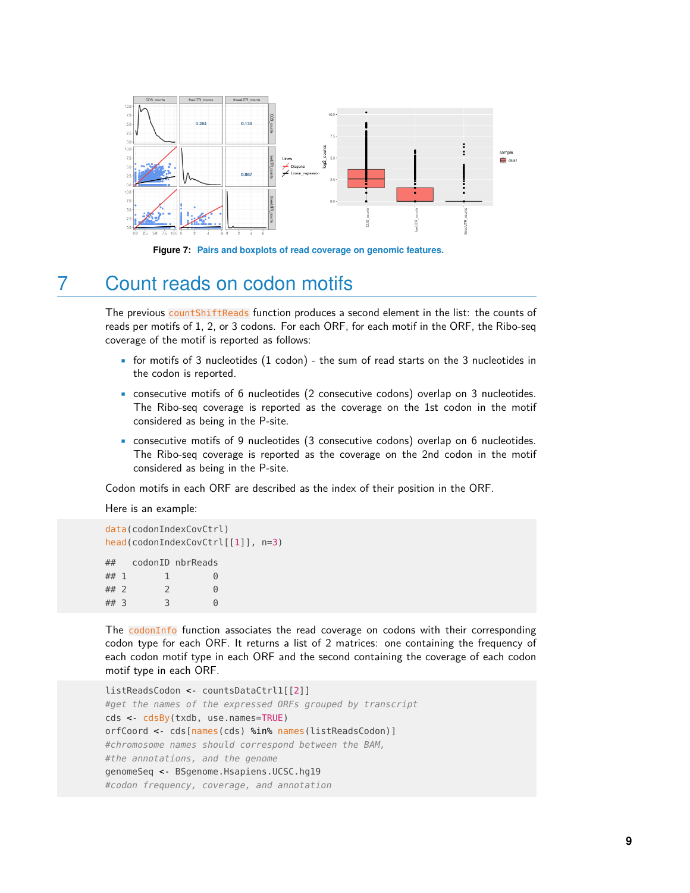**Figure 7: Pairs and boxplots of read coverage on genomic features.**

# 7 Count reads on codon motifs

The previous `countShiftReads` function produces a second element in the list: the counts of reads per motifs of 1, 2, or 3 codons. For each ORF, for each motif in the ORF, the Ribo-seq coverage of the motif is reported as follows:

- for motifs of 3 nucleotides (1 codon) - the sum of read starts on the 3 nucleotides in the codon is reported.
- consecutive motifs of 6 nucleotides (2 consecutive codons) overlap on 3 nucleotides. The Ribo-seq coverage is reported as the coverage on the 1st codon in the motif considered as being in the P-site.
- consecutive motifs of 9 nucleotides (3 consecutive codons) overlap on 6 nucleotides. The Ribo-seq coverage is reported as the coverage on the 2nd codon in the motif considered as being in the P-site.

Codon motifs in each ORF are described as the index of their position in the ORF.

Here is an example:

```
data(codonIndexCovCtrl)
head(codonIndexCovCtrl[[1]], n=3)

##   codonID nbrReads
## 1       1        0
## 2       2        0
## 3       3        0
```

The `codonInfo` function associates the read coverage on codons with their corresponding codon type for each ORF. It returns a list of 2 matrices: one containing the frequency of each codon motif type in each ORF and the second containing the coverage of each codon motif type in each ORF.

```
listReadsCodon <- countsDataCtrl1[[2]]
#get the names of the expressed ORFs grouped by transcript
cds <- cdsBy(txdb, use.names=TRUE)
orfCoord <- cds[names(cds) %in% names(listReadsCodon)]
#chromosome names should correspond between the BAM,
#the annotations, and the genome
genomeSeq <- BSgenome.Hsapiens.UCSC.hg19
#codon frequency, coverage, and annotation
```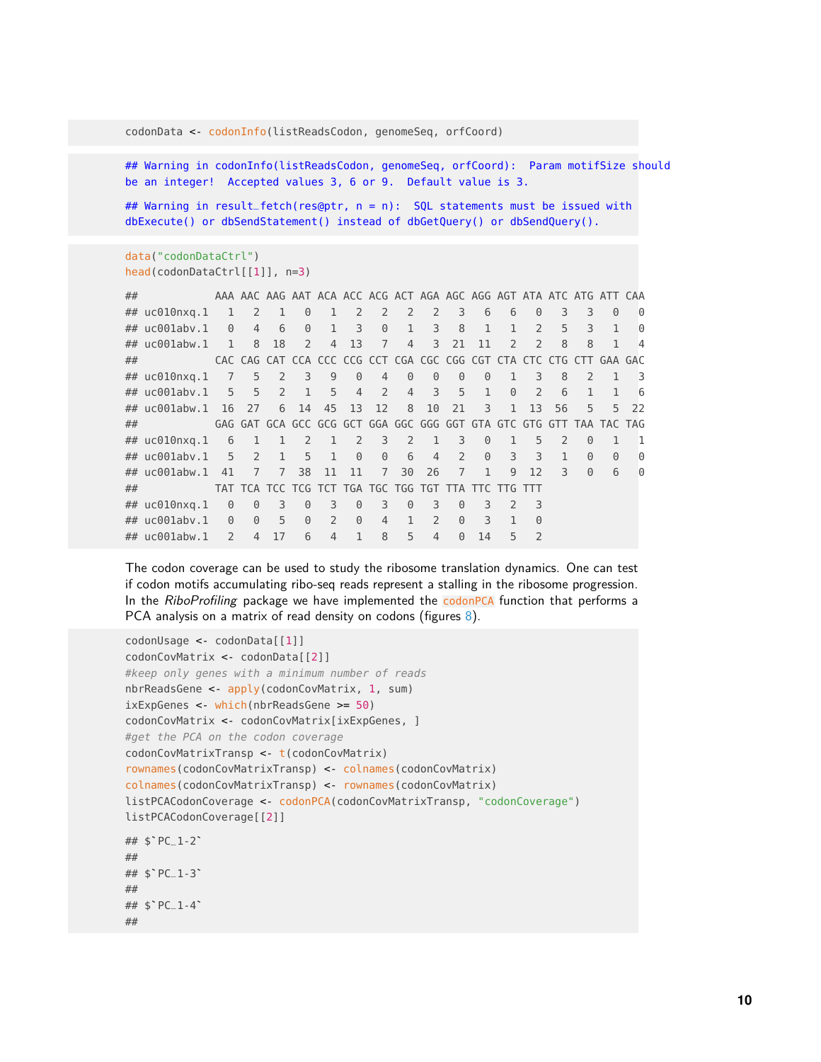```
codonData <- codonInfo(listReadsCodon, genomeSeq, orfCoord)

## Warning in codonInfo(listReadsCodon, genomeSeq, orfCoord):  Param motifSize should
be an integer!  Accepted values 3, 6 or 9.  Default value is 3.

## Warning in result_fetch(res@ptr, n = n):  SQL statements must be issued with
dbExecute() or dbSendStatement() instead of dbGetQuery() or dbSendQuery().
```

```
data("codonDataCtrl")
head(codonDataCtrl[[1]], n=3)

##            AAA AAC AAG AAT ACA ACC ACG ACT AGA AGC AGG AGT ATA ATC ATG ATT CAA
## uc010nxq.1   1   2   1   0   1   2   2   2   2   3   6   6   0   3   3   0   0
## uc001abv.1   0   4   6   0   1   3   0   1   3   8   1   1   2   5   3   1   0
## uc001abw.1   1   8  18   2   4  13   7   4   3  21  11   2   2   8   8   1   4
##            CAC CAG CAT CCA CCC CCG CCT CGA CGC CGG CGT CTA CTC CTG CTT GAA GAC
## uc010nxq.1   7   5   2   3   9   0   4   0   0   0   0   1   3   8   2   1   3
## uc001abv.1   5   5   2   1   5   4   2   4   3   5   1   0   2   6   1   1   6
## uc001abw.1  16  27   6  14  45  13  12   8  10  21   3   1  13  56   5   5  22
##            GAG GAT GCA GCC GCG GCT GGA GGC GGG GGT GTA GTC GTG GTT TAA TAC TAG
## uc010nxq.1   6   1   1   2   1   2   3   2   1   3   0   1   5   2   0   1   1
## uc001abv.1   5   2   1   5   1   0   0   6   4   2   0   3   3   1   0   0   0
## uc001abw.1  41   7   7  38  11  11   7  30  26   7   1   9  12   3   0   6   0
##            TAT TCA TCC TCG TCT TGA TGC TGG TGT TTA TTC TTG TTT
## uc010nxq.1   0   0   3   0   3   0   3   0   3   0   3   2   3
## uc001abv.1   0   0   5   0   2   0   4   1   2   0   3   1   0
## uc001abw.1   2   4  17   6   4   1   8   5   4   0  14   5   2
```

The codon coverage can be used to study the ribosome translation dynamics. One can test if codon motifs accumulating ribo-seq reads represent a stalling in the ribosome progression. In the *RiboProfiling* package we have implemented the codonPCA function that performs a PCA analysis on a matrix of read density on codons (figures 8).

```
codonUsage <- codonData[[1]]
codonCovMatrix <- codonData[[2]]
#keep only genes with a minimum number of reads
nbrReadsGene <- apply(codonCovMatrix, 1, sum)
ixExpGenes <- which(nbrReadsGene >= 50)
codonCovMatrix <- codonCovMatrix[ixExpGenes, ]
#get the PCA on the codon coverage
codonCovMatrixTransp <- t(codonCovMatrix)
rownames(codonCovMatrixTransp) <- colnames(codonCovMatrix)
colnames(codonCovMatrixTransp) <- rownames(codonCovMatrix)
listPCACodonCoverage <- codonPCA(codonCovMatrixTransp, "codonCoverage")
listPCACodonCoverage[[2]]

## $`PC_1-2`
##
## $`PC_1-3`
##
## $`PC_1-4`
##
```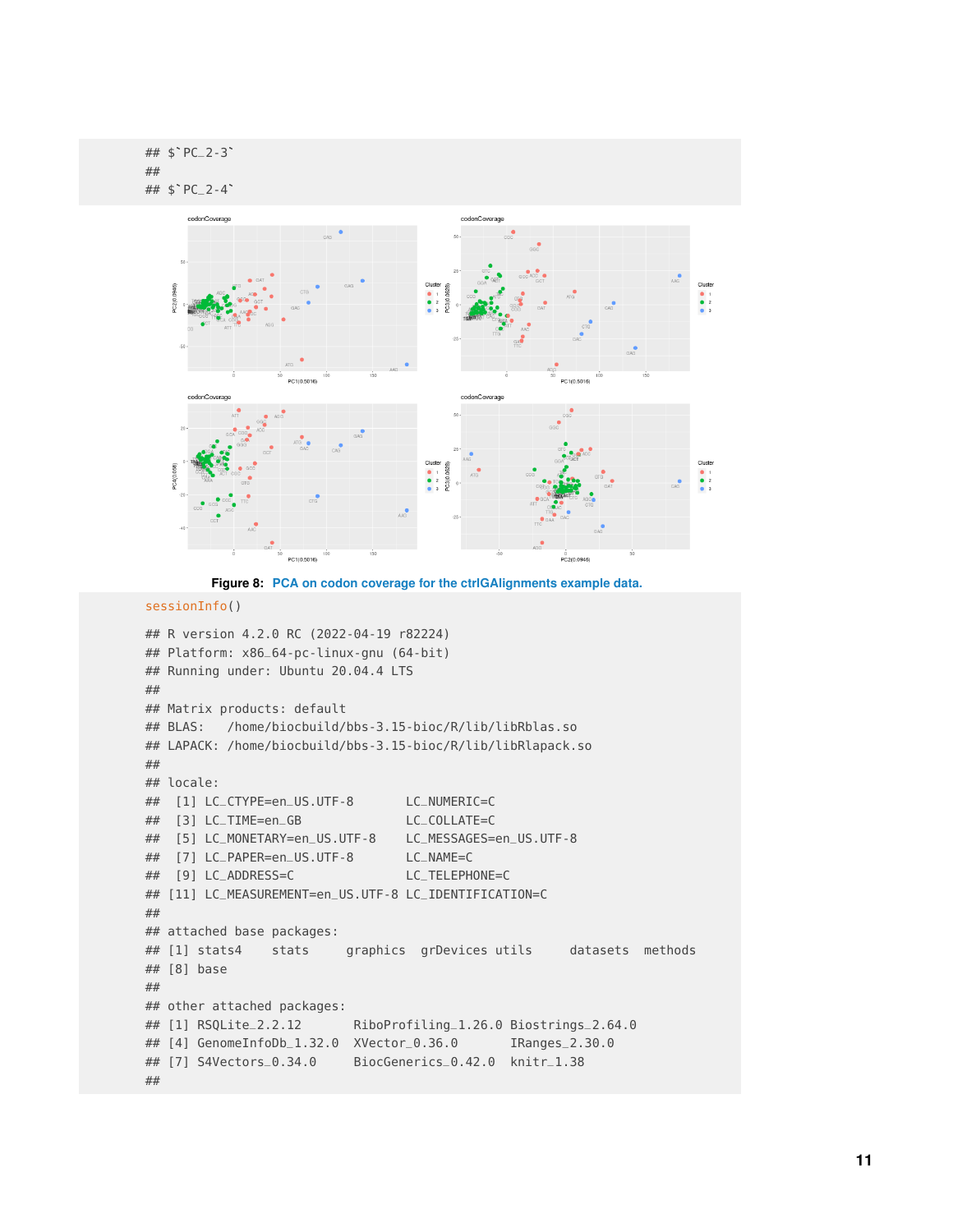```
## $`PC_2-3`
##
## $`PC_2-4`
```

Figure 8: PCA on codon coverage for the ctrlGAlignments example data.

```
sessionInfo()

## R version 4.2.0 RC (2022-04-19 r82224)
## Platform: x86_64-pc-linux-gnu (64-bit)
## Running under: Ubuntu 20.04.4 LTS
##
## Matrix products: default
## BLAS:   /home/biocbuild/bbs-3.15-bioc/R/lib/libRblas.so
## LAPACK: /home/biocbuild/bbs-3.15-bioc/R/lib/libRlapack.so
##
## locale:
##  [1] LC_CTYPE=en_US.UTF-8       LC_NUMERIC=C
##  [3] LC_TIME=en_GB              LC_COLLATE=C
##  [5] LC_MONETARY=en_US.UTF-8    LC_MESSAGES=en_US.UTF-8
##  [7] LC_PAPER=en_US.UTF-8       LC_NAME=C
##  [9] LC_ADDRESS=C               LC_TELEPHONE=C
## [11] LC_MEASUREMENT=en_US.UTF-8 LC_IDENTIFICATION=C
##
## attached base packages:
## [1] stats4    stats     graphics  grDevices utils     datasets  methods
## [8] base
##
## other attached packages:
## [1] RSQLite_2.2.12       RiboProfiling_1.26.0 Biostrings_2.64.0
## [4] GenomeInfoDb_1.32.0  XVector_0.36.0       IRanges_2.30.0
## [7] S4Vectors_0.34.0     BiocGenerics_0.42.0  knitr_1.38
##
```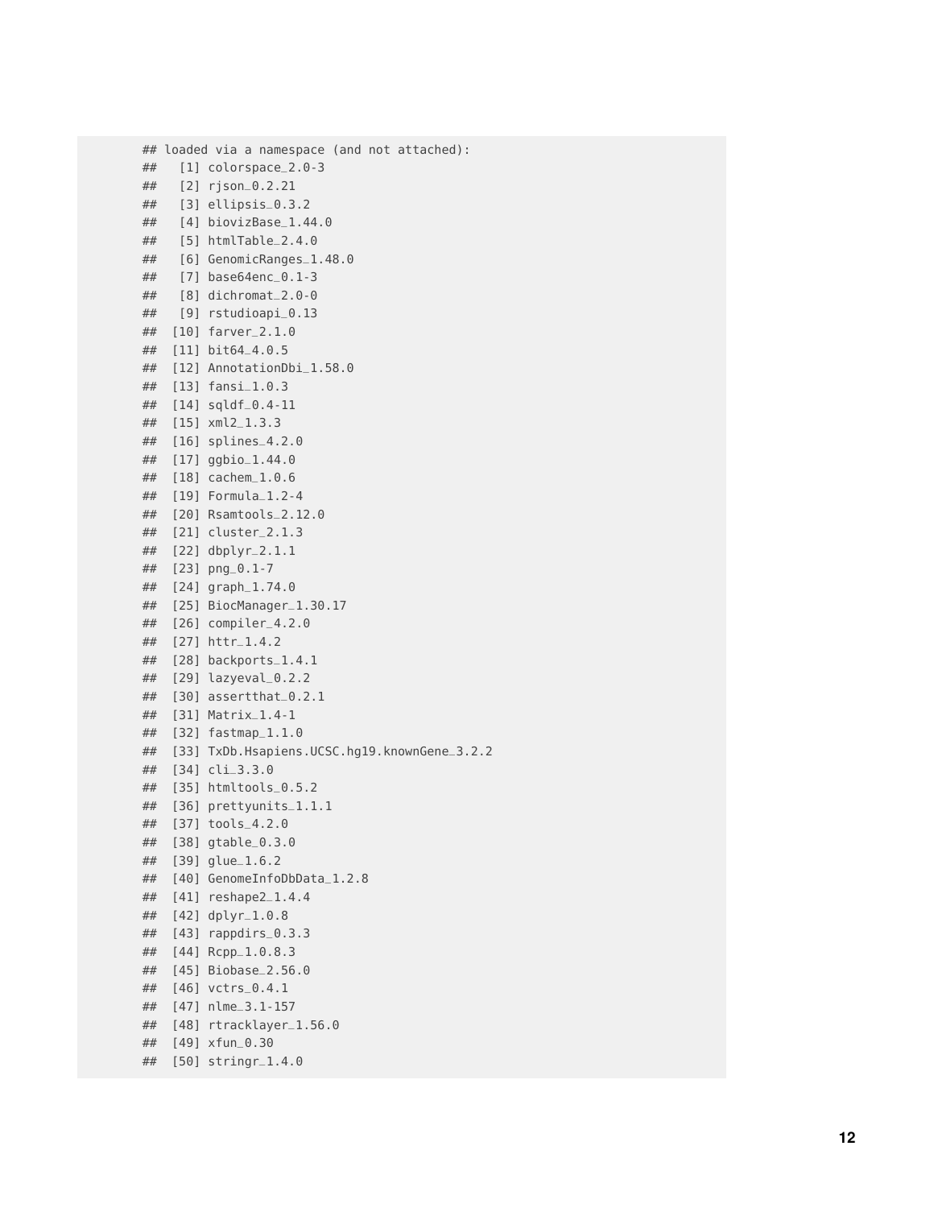```
## loaded via a namespace (and not attached):
##   [1] colorspace_2.0-3
##   [2] rjson_0.2.21
##   [3] ellipsis_0.3.2
##   [4] biovizBase_1.44.0
##   [5] htmlTable_2.4.0
##   [6] GenomicRanges_1.48.0
##   [7] base64enc_0.1-3
##   [8] dichromat_2.0-0
##   [9] rstudioapi_0.13
##  [10] farver_2.1.0
##  [11] bit64_4.0.5
##  [12] AnnotationDbi_1.58.0
##  [13] fansi_1.0.3
##  [14] sqldf_0.4-11
##  [15] xml2_1.3.3
##  [16] splines_4.2.0
##  [17] ggbio_1.44.0
##  [18] cachem_1.0.6
##  [19] Formula_1.2-4
##  [20] Rsamtools_2.12.0
##  [21] cluster_2.1.3
##  [22] dbplyr_2.1.1
##  [23] png_0.1-7
##  [24] graph_1.74.0
##  [25] BiocManager_1.30.17
##  [26] compiler_4.2.0
##  [27] httr_1.4.2
##  [28] backports_1.4.1
##  [29] lazyeval_0.2.2
##  [30] assertthat_0.2.1
##  [31] Matrix_1.4-1
##  [32] fastmap_1.1.0
##  [33] TxDb.Hsapiens.UCSC.hg19.knownGene_3.2.2
##  [34] cli_3.3.0
##  [35] htmltools_0.5.2
##  [36] prettyunits_1.1.1
##  [37] tools_4.2.0
##  [38] gtable_0.3.0
##  [39] glue_1.6.2
##  [40] GenomeInfoDbData_1.2.8
##  [41] reshape2_1.4.4
##  [42] dplyr_1.0.8
##  [43] rappdirs_0.3.3
##  [44] Rcpp_1.0.8.3
##  [45] Biobase_2.56.0
##  [46] vctrs_0.4.1
##  [47] nlme_3.1-157
##  [48] rtracklayer_1.56.0
##  [49] xfun_0.30
##  [50] stringr_1.4.0
```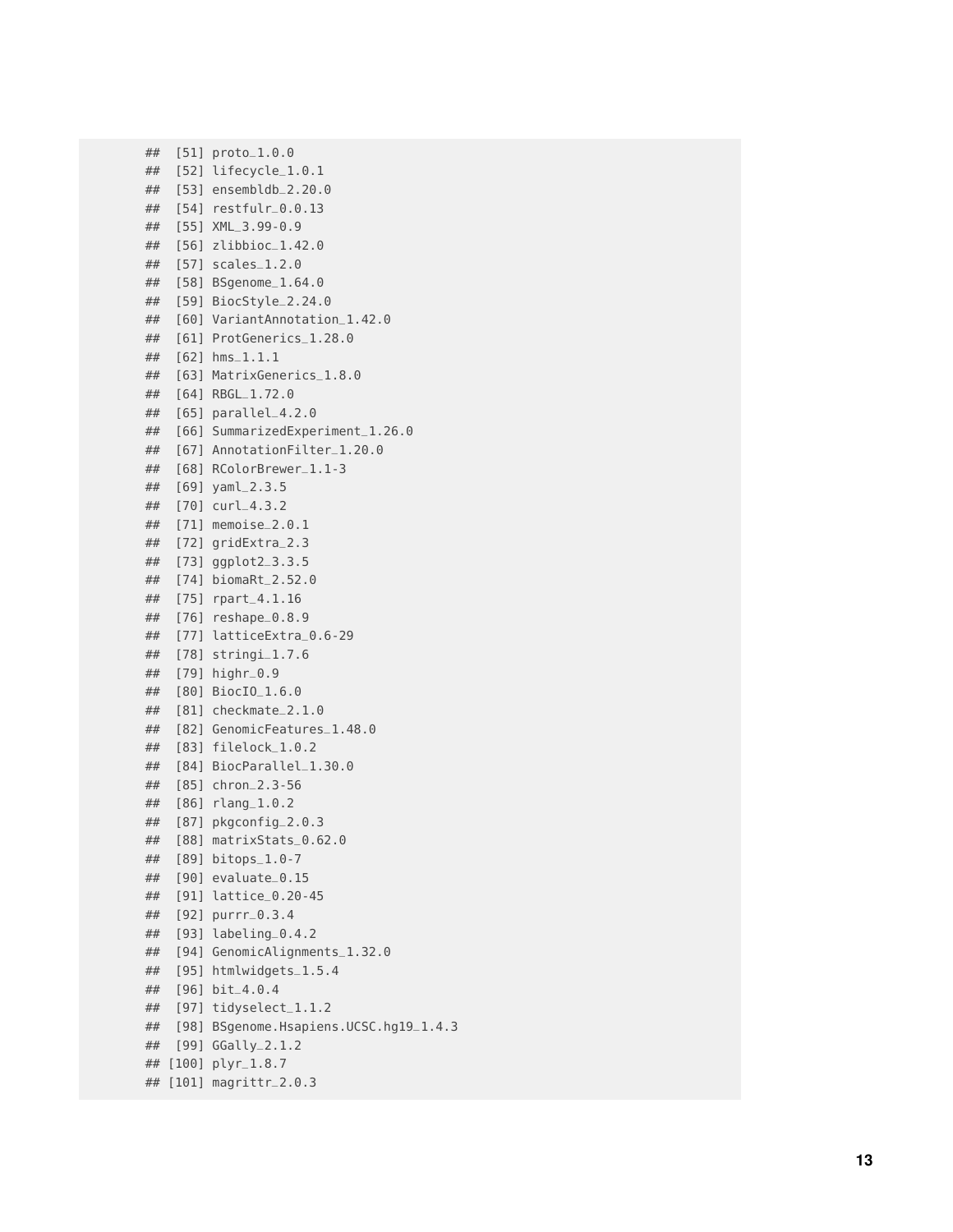```
## [51] proto_1.0.0
## [52] lifecycle_1.0.1
## [53] ensembldb_2.20.0
## [54] restfulr_0.0.13
## [55] XML_3.99-0.9
## [56] zlibbioc_1.42.0
## [57] scales_1.2.0
## [58] BSgenome_1.64.0
## [59] BiocStyle_2.24.0
## [60] VariantAnnotation_1.42.0
## [61] ProtGenerics_1.28.0
## [62] hms_1.1.1
## [63] MatrixGenerics_1.8.0
## [64] RBGL_1.72.0
## [65] parallel_4.2.0
## [66] SummarizedExperiment_1.26.0
## [67] AnnotationFilter_1.20.0
## [68] RColorBrewer_1.1-3
## [69] yaml_2.3.5
## [70] curl_4.3.2
## [71] memoise_2.0.1
## [72] gridExtra_2.3
## [73] ggplot2_3.3.5
## [74] biomaRt_2.52.0
## [75] rpart_4.1.16
## [76] reshape_0.8.9
## [77] latticeExtra_0.6-29
## [78] stringi_1.7.6
## [79] highr_0.9
## [80] BiocIO_1.6.0
## [81] checkmate_2.1.0
## [82] GenomicFeatures_1.48.0
## [83] filelock_1.0.2
## [84] BiocParallel_1.30.0
## [85] chron_2.3-56
## [86] rlang_1.0.2
## [87] pkgconfig_2.0.3
## [88] matrixStats_0.62.0
## [89] bitops_1.0-7
## [90] evaluate_0.15
## [91] lattice_0.20-45
## [92] purrr_0.3.4
## [93] labeling_0.4.2
## [94] GenomicAlignments_1.32.0
## [95] htmlwidgets_1.5.4
## [96] bit_4.0.4
## [97] tidyselect_1.1.2
## [98] BSgenome.Hsapiens.UCSC.hg19_1.4.3
## [99] GGally_2.1.2
## [100] plyr_1.8.7
## [101] magrittr_2.0.3
```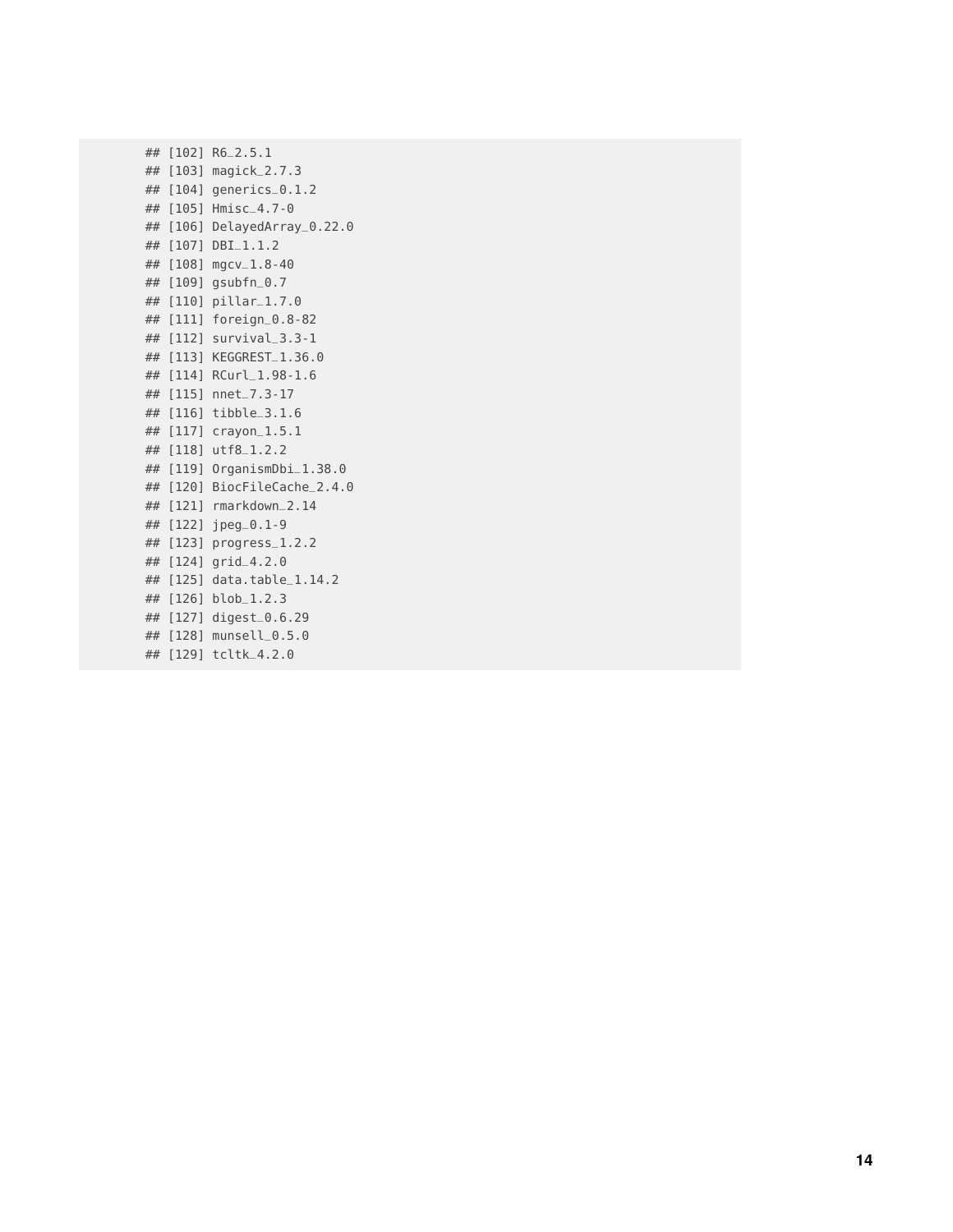```
## [102] R6_2.5.1
## [103] magick_2.7.3
## [104] generics_0.1.2
## [105] Hmisc_4.7-0
## [106] DelayedArray_0.22.0
## [107] DBI_1.1.2
## [108] mgcv_1.8-40
## [109] gsubfn_0.7
## [110] pillar_1.7.0
## [111] foreign_0.8-82
## [112] survival_3.3-1
## [113] KEGGREST_1.36.0
## [114] RCurl_1.98-1.6
## [115] nnet_7.3-17
## [116] tibble_3.1.6
## [117] crayon_1.5.1
## [118] utf8_1.2.2
## [119] OrganismDbi_1.38.0
## [120] BiocFileCache_2.4.0
## [121] rmarkdown_2.14
## [122] jpeg_0.1-9
## [123] progress_1.2.2
## [124] grid_4.2.0
## [125] data.table_1.14.2
## [126] blob_1.2.3
## [127] digest_0.6.29
## [128] munsell_0.5.0
## [129] tcltk_4.2.0
```